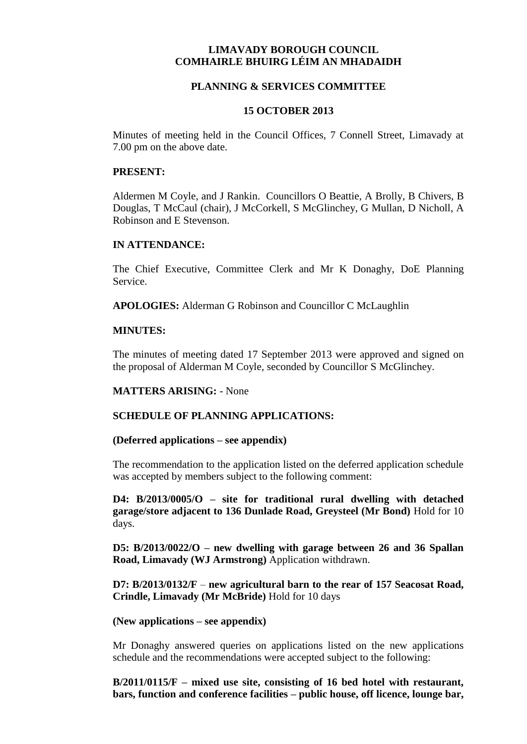**LIMAVADY BOROUGH COUNCIL**
**COMHAIRLE BHUIRG LÉIM AN MHADAIDH**

**PLANNING & SERVICES COMMITTEE**

**15 OCTOBER 2013**

Minutes of meeting held in the Council Offices, 7 Connell Street, Limavady at 7.00 pm on the above date.

**PRESENT:**

Aldermen M Coyle, and J Rankin. Councillors O Beattie, A Brolly, B Chivers, B Douglas, T McCaul (chair), J McCorkell, S McGlinchey, G Mullan, D Nicholl, A Robinson and E Stevenson.

**IN ATTENDANCE:**

The Chief Executive, Committee Clerk and Mr K Donaghy, DoE Planning Service.

**APOLOGIES:** Alderman G Robinson and Councillor C McLaughlin

**MINUTES:**

The minutes of meeting dated 17 September 2013 were approved and signed on the proposal of Alderman M Coyle, seconded by Councillor S McGlinchey.

**MATTERS ARISING:** - None

**SCHEDULE OF PLANNING APPLICATIONS:**

**(Deferred applications – see appendix)**

The recommendation to the application listed on the deferred application schedule was accepted by members subject to the following comment:

**D4: B/2013/0005/O – site for traditional rural dwelling with detached garage/store adjacent to 136 Dunlade Road, Greysteel (Mr Bond)** Hold for 10 days.

**D5: B/2013/0022/O – new dwelling with garage between 26 and 36 Spallan Road, Limavady (WJ Armstrong)** Application withdrawn.

**D7: B/2013/0132/F – new agricultural barn to the rear of 157 Seacosat Road, Crindle, Limavady (Mr McBride)** Hold for 10 days

**(New applications – see appendix)**

Mr Donaghy answered queries on applications listed on the new applications schedule and the recommendations were accepted subject to the following:

**B/2011/0115/F – mixed use site, consisting of 16 bed hotel with restaurant, bars, function and conference facilities – public house, off licence, lounge bar,**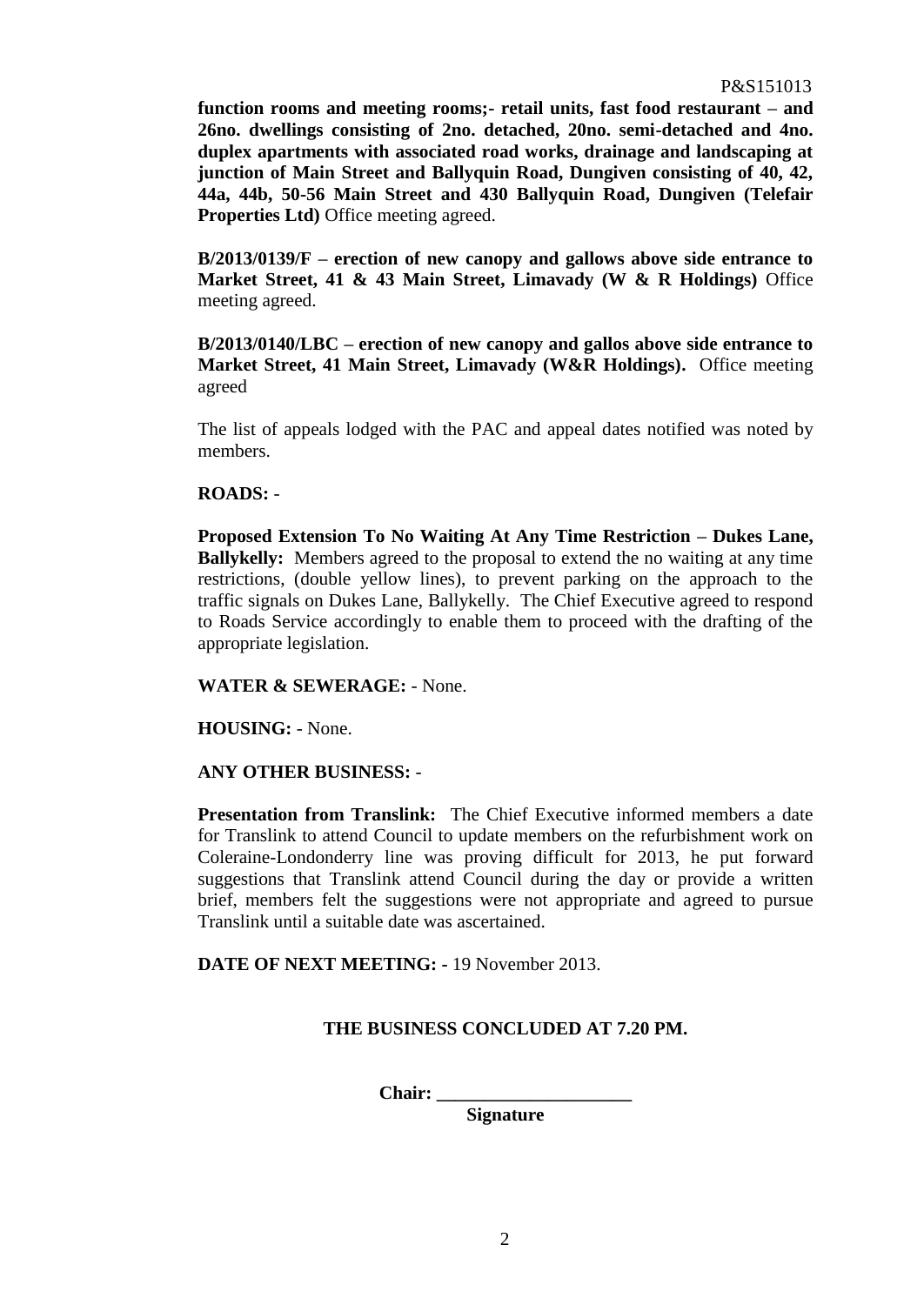**function rooms and meeting rooms;- retail units, fast food restaurant – and 26no. dwellings consisting of 2no. detached, 20no. semi-detached and 4no. duplex apartments with associated road works, drainage and landscaping at junction of Main Street and Ballyquin Road, Dungiven consisting of 40, 42, 44a, 44b, 50-56 Main Street and 430 Ballyquin Road, Dungiven (Telefair Properties Ltd)** Office meeting agreed.

**B/2013/0139/F – erection of new canopy and gallows above side entrance to Market Street, 41 & 43 Main Street, Limavady (W & R Holdings)** Office meeting agreed.

**B/2013/0140/LBC – erection of new canopy and gallos above side entrance to Market Street, 41 Main Street, Limavady (W&R Holdings).** Office meeting agreed

The list of appeals lodged with the PAC and appeal dates notified was noted by members.

**ROADS:** -

**Proposed Extension To No Waiting At Any Time Restriction – Dukes Lane, Ballykelly:** Members agreed to the proposal to extend the no waiting at any time restrictions, (double yellow lines), to prevent parking on the approach to the traffic signals on Dukes Lane, Ballykelly. The Chief Executive agreed to respond to Roads Service accordingly to enable them to proceed with the drafting of the appropriate legislation.

**WATER & SEWERAGE:** - None.

**HOUSING:** - None.

**ANY OTHER BUSINESS:** -

**Presentation from Translink:** The Chief Executive informed members a date for Translink to attend Council to update members on the refurbishment work on Coleraine-Londonderry line was proving difficult for 2013, he put forward suggestions that Translink attend Council during the day or provide a written brief, members felt the suggestions were not appropriate and agreed to pursue Translink until a suitable date was ascertained.

**DATE OF NEXT MEETING: -** 19 November 2013.

**THE BUSINESS CONCLUDED AT 7.20 PM.**

**Chair: \_\_\_\_\_\_\_\_\_\_\_\_\_\_\_\_\_\_\_\_\_**

**Signature**